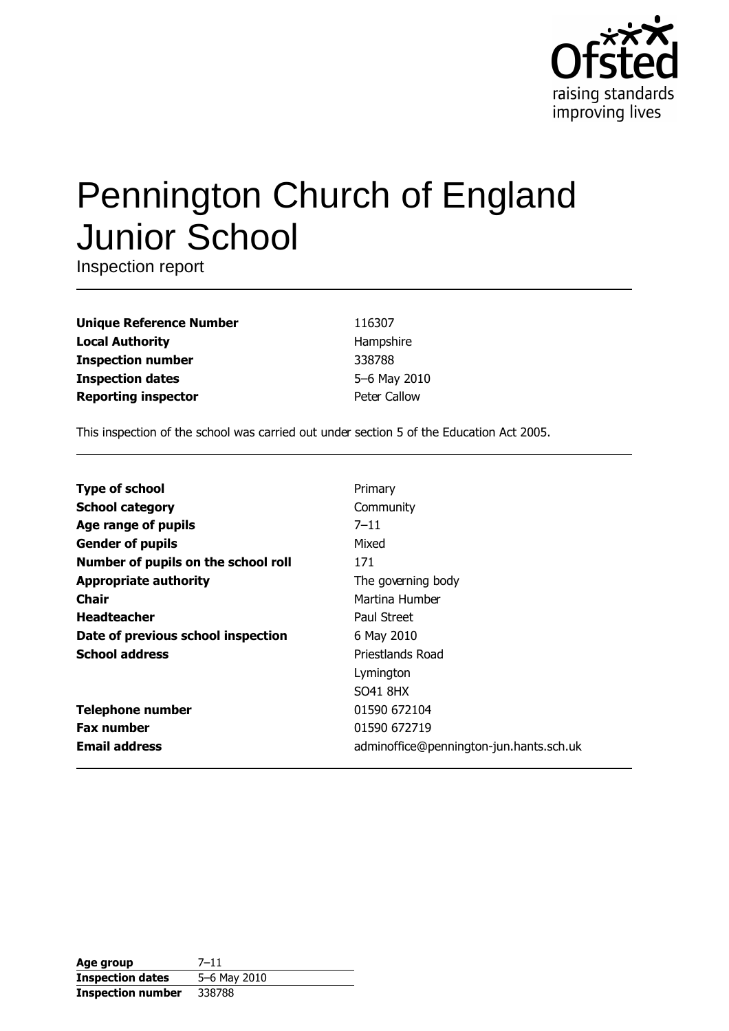# Pennington Church of England Junior School

Inspection report

| | |
|---|---|
| **Unique Reference Number** | 116307 |
| **Local Authority** | Hampshire |
| **Inspection number** | 338788 |
| **Inspection dates** | 5–6 May 2010 |
| **Reporting inspector** | Peter Callow |

This inspection of the school was carried out under section 5 of the Education Act 2005.

| | |
|---|---|
| **Type of school** | Primary |
| **School category** | Community |
| **Age range of pupils** | 7–11 |
| **Gender of pupils** | Mixed |
| **Number of pupils on the school roll** | 171 |
| **Appropriate authority** | The governing body |
| **Chair** | Martina Humber |
| **Headteacher** | Paul Street |
| **Date of previous school inspection** | 6 May 2010 |
| **School address** | Priestlands Road<br>Lymington<br>SO41 8HX |
| **Telephone number** | 01590 672104 |
| **Fax number** | 01590 672719 |
| **Email address** | adminoffice@pennington-jun.hants.sch.uk |

| | |
|---|---|
| **Age group** | 7–11 |
| **Inspection dates** | 5–6 May 2010 |
| **Inspection number** | 338788 |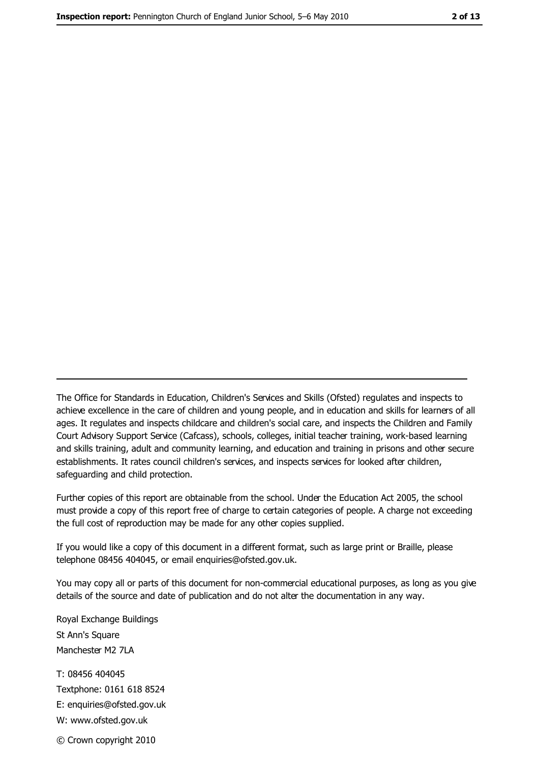The Office for Standards in Education, Children's Services and Skills (Ofsted) regulates and inspects to achieve excellence in the care of children and young people, and in education and skills for learners of all ages. It regulates and inspects childcare and children's social care, and inspects the Children and Family Court Advisory Support Service (Cafcass), schools, colleges, initial teacher training, work-based learning and skills training, adult and community learning, and education and training in prisons and other secure establishments. It rates council children's services, and inspects services for looked after children, safeguarding and child protection.

Further copies of this report are obtainable from the school. Under the Education Act 2005, the school must provide a copy of this report free of charge to certain categories of people. A charge not exceeding the full cost of reproduction may be made for any other copies supplied.

If you would like a copy of this document in a different format, such as large print or Braille, please telephone 08456 404045, or email enquiries@ofsted.gov.uk.

You may copy all or parts of this document for non-commercial educational purposes, as long as you give details of the source and date of publication and do not alter the documentation in any way.

Royal Exchange Buildings
St Ann's Square
Manchester M2 7LA

T: 08456 404045
Textphone: 0161 618 8524
E: enquiries@ofsted.gov.uk
W: www.ofsted.gov.uk

© Crown copyright 2010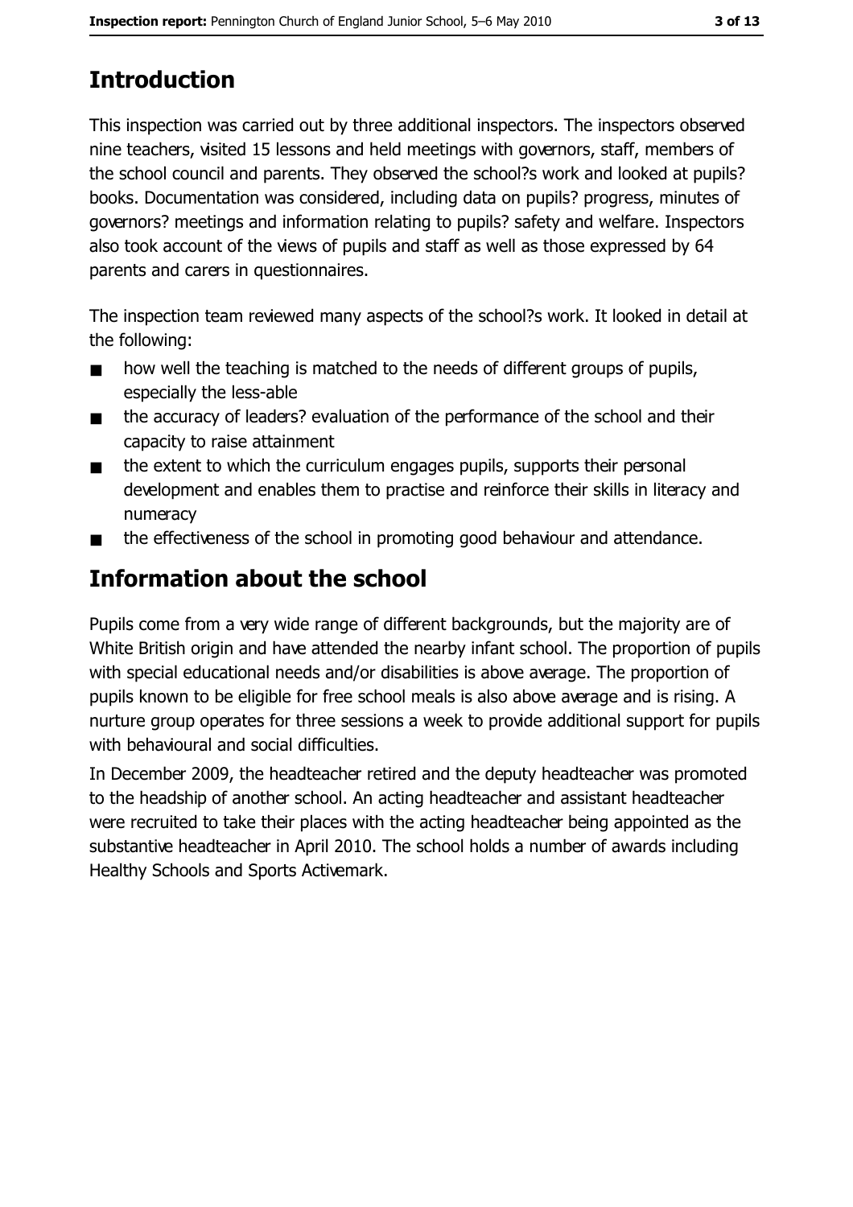## Introduction

This inspection was carried out by three additional inspectors. The inspectors observed nine teachers, visited 15 lessons and held meetings with governors, staff, members of the school council and parents. They observed the school?s work and looked at pupils? books. Documentation was considered, including data on pupils? progress, minutes of governors? meetings and information relating to pupils? safety and welfare. Inspectors also took account of the views of pupils and staff as well as those expressed by 64 parents and carers in questionnaires.

The inspection team reviewed many aspects of the school?s work. It looked in detail at the following:

- how well the teaching is matched to the needs of different groups of pupils, especially the less-able
- the accuracy of leaders? evaluation of the performance of the school and their capacity to raise attainment
- the extent to which the curriculum engages pupils, supports their personal development and enables them to practise and reinforce their skills in literacy and numeracy
- the effectiveness of the school in promoting good behaviour and attendance.

## Information about the school

Pupils come from a very wide range of different backgrounds, but the majority are of White British origin and have attended the nearby infant school. The proportion of pupils with special educational needs and/or disabilities is above average. The proportion of pupils known to be eligible for free school meals is also above average and is rising. A nurture group operates for three sessions a week to provide additional support for pupils with behavioural and social difficulties.

In December 2009, the headteacher retired and the deputy headteacher was promoted to the headship of another school. An acting headteacher and assistant headteacher were recruited to take their places with the acting headteacher being appointed as the substantive headteacher in April 2010. The school holds a number of awards including Healthy Schools and Sports Activemark.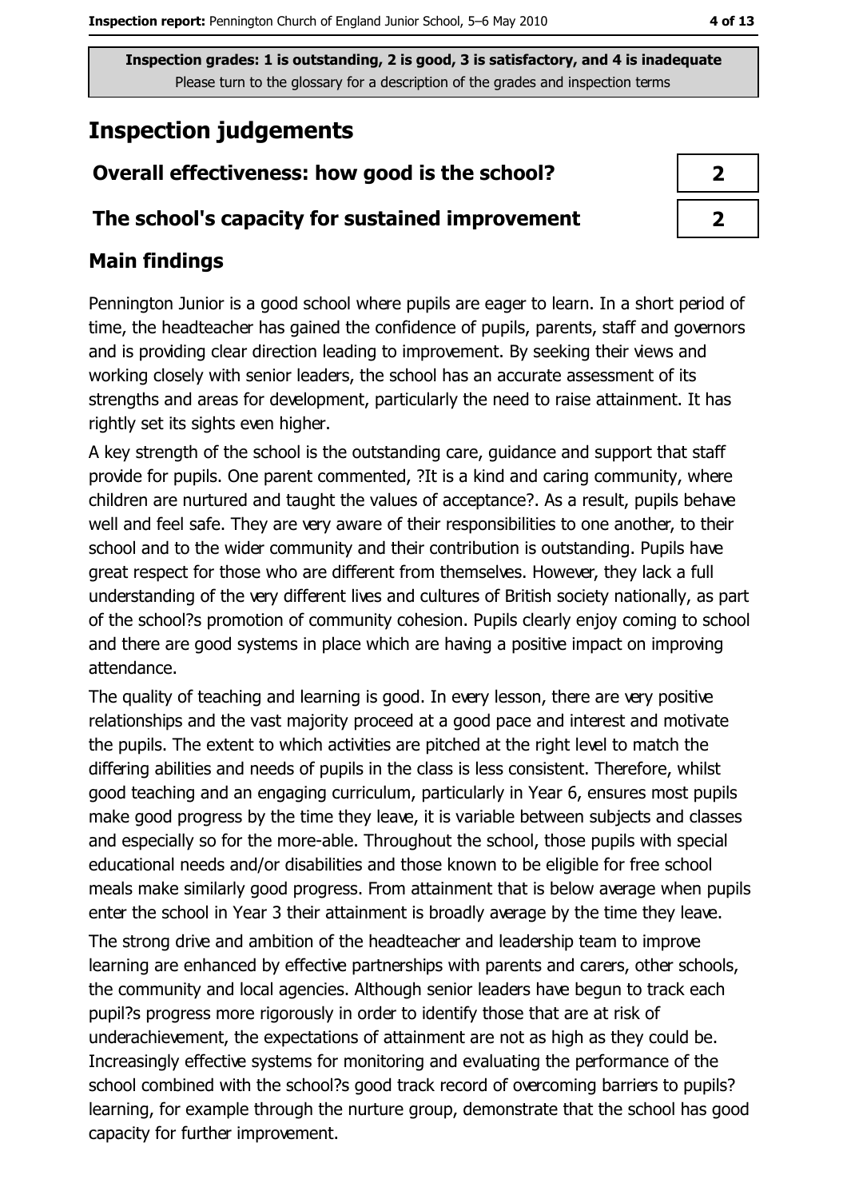Inspection grades: 1 is outstanding, 2 is good, 3 is satisfactory, and 4 is inadequate

Please turn to the glossary for a description of the grades and inspection terms

# Inspection judgements

| | |
|---|---|
| **Overall effectiveness: how good is the school?** | 2 |
| **The school's capacity for sustained improvement** | 2 |

## Main findings

Pennington Junior is a good school where pupils are eager to learn. In a short period of time, the headteacher has gained the confidence of pupils, parents, staff and governors and is providing clear direction leading to improvement. By seeking their views and working closely with senior leaders, the school has an accurate assessment of its strengths and areas for development, particularly the need to raise attainment. It has rightly set its sights even higher.

A key strength of the school is the outstanding care, guidance and support that staff provide for pupils. One parent commented, ?It is a kind and caring community, where children are nurtured and taught the values of acceptance?. As a result, pupils behave well and feel safe. They are very aware of their responsibilities to one another, to their school and to the wider community and their contribution is outstanding. Pupils have great respect for those who are different from themselves. However, they lack a full understanding of the very different lives and cultures of British society nationally, as part of the school?s promotion of community cohesion. Pupils clearly enjoy coming to school and there are good systems in place which are having a positive impact on improving attendance.

The quality of teaching and learning is good. In every lesson, there are very positive relationships and the vast majority proceed at a good pace and interest and motivate the pupils. The extent to which activities are pitched at the right level to match the differing abilities and needs of pupils in the class is less consistent. Therefore, whilst good teaching and an engaging curriculum, particularly in Year 6, ensures most pupils make good progress by the time they leave, it is variable between subjects and classes and especially so for the more-able. Throughout the school, those pupils with special educational needs and/or disabilities and those known to be eligible for free school meals make similarly good progress. From attainment that is below average when pupils enter the school in Year 3 their attainment is broadly average by the time they leave.

The strong drive and ambition of the headteacher and leadership team to improve learning are enhanced by effective partnerships with parents and carers, other schools, the community and local agencies. Although senior leaders have begun to track each pupil?s progress more rigorously in order to identify those that are at risk of underachievement, the expectations of attainment are not as high as they could be. Increasingly effective systems for monitoring and evaluating the performance of the school combined with the school?s good track record of overcoming barriers to pupils? learning, for example through the nurture group, demonstrate that the school has good capacity for further improvement.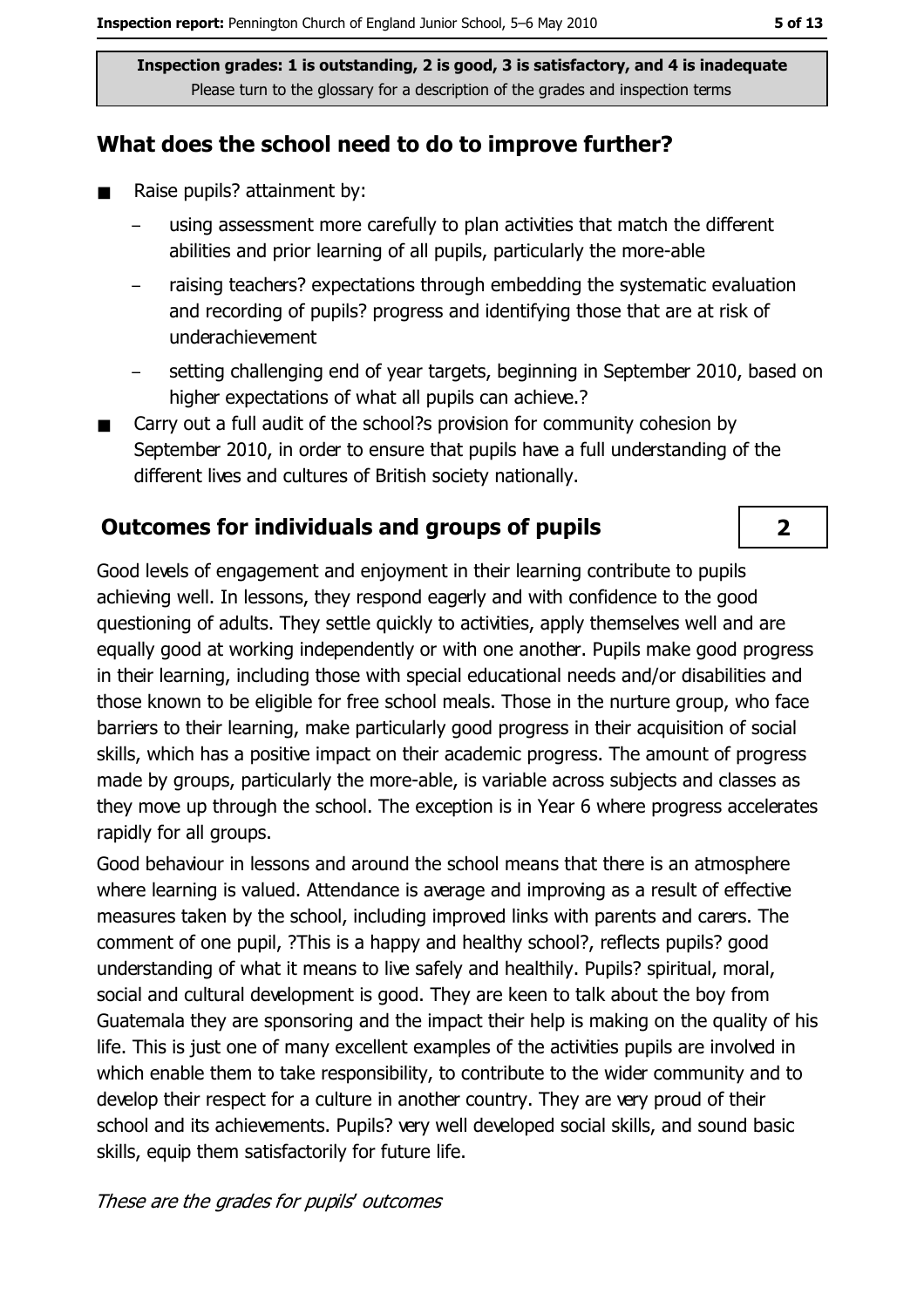Inspection grades: 1 is outstanding, 2 is good, 3 is satisfactory, and 4 is inadequate
Please turn to the glossary for a description of the grades and inspection terms

## What does the school need to do to improve further?

- Raise pupils? attainment by:
  - using assessment more carefully to plan activities that match the different abilities and prior learning of all pupils, particularly the more-able
  - raising teachers? expectations through embedding the systematic evaluation and recording of pupils? progress and identifying those that are at risk of underachievement
  - setting challenging end of year targets, beginning in September 2010, based on higher expectations of what all pupils can achieve.?
- Carry out a full audit of the school?s provision for community cohesion by September 2010, in order to ensure that pupils have a full understanding of the different lives and cultures of British society nationally.

## Outcomes for individuals and groups of pupils — 2

Good levels of engagement and enjoyment in their learning contribute to pupils achieving well. In lessons, they respond eagerly and with confidence to the good questioning of adults. They settle quickly to activities, apply themselves well and are equally good at working independently or with one another. Pupils make good progress in their learning, including those with special educational needs and/or disabilities and those known to be eligible for free school meals. Those in the nurture group, who face barriers to their learning, make particularly good progress in their acquisition of social skills, which has a positive impact on their academic progress. The amount of progress made by groups, particularly the more-able, is variable across subjects and classes as they move up through the school. The exception is in Year 6 where progress accelerates rapidly for all groups.

Good behaviour in lessons and around the school means that there is an atmosphere where learning is valued. Attendance is average and improving as a result of effective measures taken by the school, including improved links with parents and carers. The comment of one pupil, ?This is a happy and healthy school?, reflects pupils? good understanding of what it means to live safely and healthily. Pupils? spiritual, moral, social and cultural development is good. They are keen to talk about the boy from Guatemala they are sponsoring and the impact their help is making on the quality of his life. This is just one of many excellent examples of the activities pupils are involved in which enable them to take responsibility, to contribute to the wider community and to develop their respect for a culture in another country. They are very proud of their school and its achievements. Pupils? very well developed social skills, and sound basic skills, equip them satisfactorily for future life.

*These are the grades for pupils' outcomes*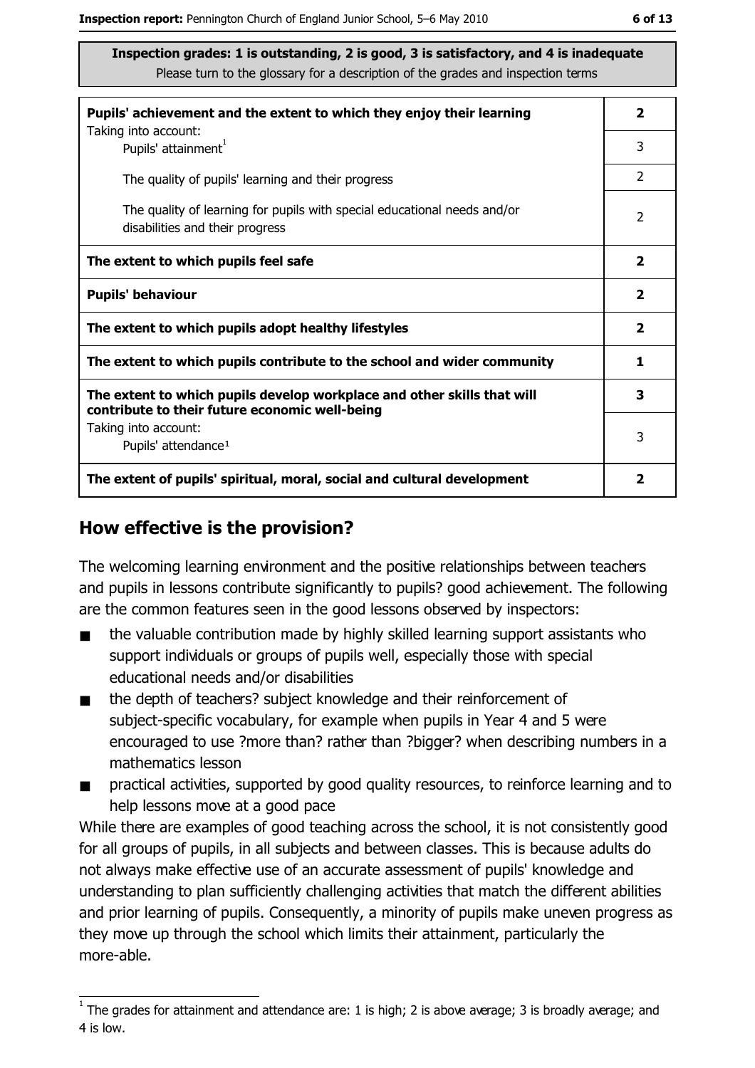**Inspection grades: 1 is outstanding, 2 is good, 3 is satisfactory, and 4 is inadequate**
Please turn to the glossary for a description of the grades and inspection terms

| | |
|---|---|
| **Pupils' achievement and the extent to which they enjoy their learning** Taking into account: | **2** |
| Pupils' attainment[1] | 3 |
| The quality of pupils' learning and their progress | 2 |
| The quality of learning for pupils with special educational needs and/or disabilities and their progress | 2 |
| **The extent to which pupils feel safe** | **2** |
| **Pupils' behaviour** | **2** |
| **The extent to which pupils adopt healthy lifestyles** | **2** |
| **The extent to which pupils contribute to the school and wider community** | **1** |
| **The extent to which pupils develop workplace and other skills that will contribute to their future economic well-being** | **3** |
| Taking into account: Pupils' attendance[1] | 3 |
| **The extent of pupils' spiritual, moral, social and cultural development** | **2** |

## How effective is the provision?

The welcoming learning environment and the positive relationships between teachers and pupils in lessons contribute significantly to pupils? good achievement. The following are the common features seen in the good lessons observed by inspectors:

- the valuable contribution made by highly skilled learning support assistants who support individuals or groups of pupils well, especially those with special educational needs and/or disabilities
- the depth of teachers? subject knowledge and their reinforcement of subject-specific vocabulary, for example when pupils in Year 4 and 5 were encouraged to use ?more than? rather than ?bigger? when describing numbers in a mathematics lesson
- practical activities, supported by good quality resources, to reinforce learning and to help lessons move at a good pace

While there are examples of good teaching across the school, it is not consistently good for all groups of pupils, in all subjects and between classes. This is because adults do not always make effective use of an accurate assessment of pupils' knowledge and understanding to plan sufficiently challenging activities that match the different abilities and prior learning of pupils. Consequently, a minority of pupils make uneven progress as they move up through the school which limits their attainment, particularly the more-able.

[1] The grades for attainment and attendance are: 1 is high; 2 is above average; 3 is broadly average; and 4 is low.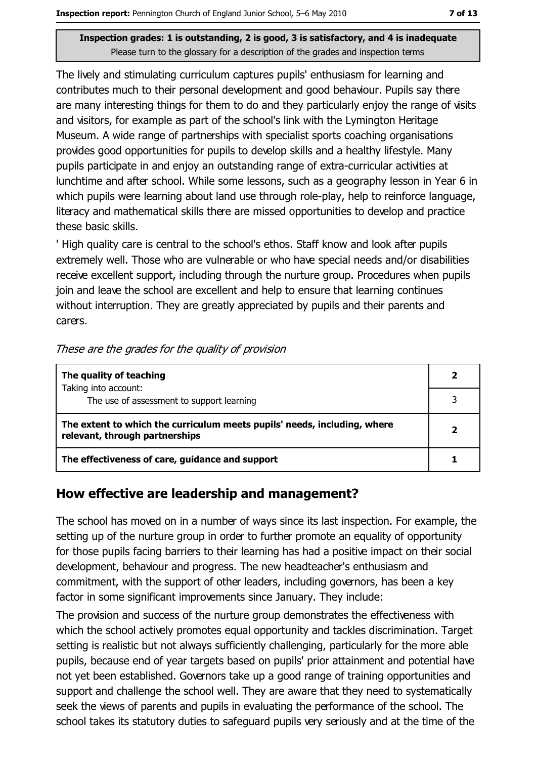**Inspection grades: 1 is outstanding, 2 is good, 3 is satisfactory, and 4 is inadequate**
Please turn to the glossary for a description of the grades and inspection terms

The lively and stimulating curriculum captures pupils' enthusiasm for learning and contributes much to their personal development and good behaviour. Pupils say there are many interesting things for them to do and they particularly enjoy the range of visits and visitors, for example as part of the school's link with the Lymington Heritage Museum. A wide range of partnerships with specialist sports coaching organisations provides good opportunities for pupils to develop skills and a healthy lifestyle. Many pupils participate in and enjoy an outstanding range of extra-curricular activities at lunchtime and after school. While some lessons, such as a geography lesson in Year 6 in which pupils were learning about land use through role-play, help to reinforce language, literacy and mathematical skills there are missed opportunities to develop and practice these basic skills.

' High quality care is central to the school's ethos. Staff know and look after pupils extremely well. Those who are vulnerable or who have special needs and/or disabilities receive excellent support, including through the nurture group. Procedures when pupils join and leave the school are excellent and help to ensure that learning continues without interruption. They are greatly appreciated by pupils and their parents and carers.

*These are the grades for the quality of provision*

| | |
|---|---|
| **The quality of teaching**<br>Taking into account:<br>The use of assessment to support learning | **2**<br>3 |
| **The extent to which the curriculum meets pupils' needs, including, where relevant, through partnerships** | **2** |
| **The effectiveness of care, guidance and support** | **1** |

## How effective are leadership and management?

The school has moved on in a number of ways since its last inspection. For example, the setting up of the nurture group in order to further promote an equality of opportunity for those pupils facing barriers to their learning has had a positive impact on their social development, behaviour and progress. The new headteacher's enthusiasm and commitment, with the support of other leaders, including governors, has been a key factor in some significant improvements since January. They include:

The provision and success of the nurture group demonstrates the effectiveness with which the school actively promotes equal opportunity and tackles discrimination. Target setting is realistic but not always sufficiently challenging, particularly for the more able pupils, because end of year targets based on pupils' prior attainment and potential have not yet been established. Governors take up a good range of training opportunities and support and challenge the school well. They are aware that they need to systematically seek the views of parents and pupils in evaluating the performance of the school. The school takes its statutory duties to safeguard pupils very seriously and at the time of the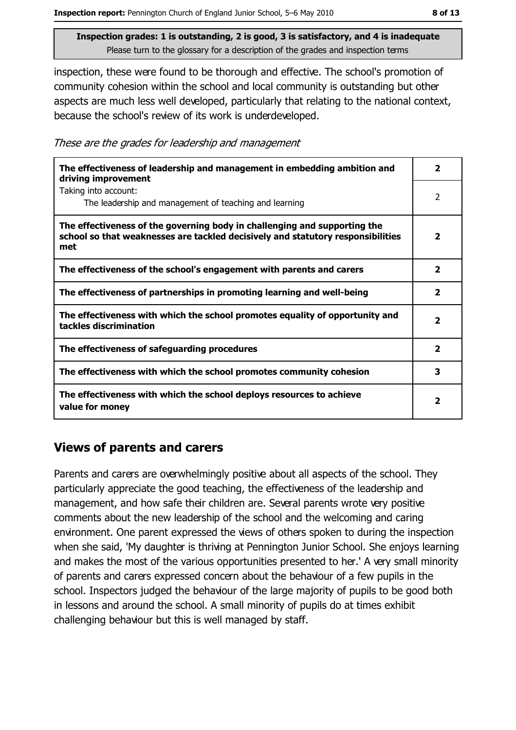**Inspection grades: 1 is outstanding, 2 is good, 3 is satisfactory, and 4 is inadequate**
Please turn to the glossary for a description of the grades and inspection terms

inspection, these were found to be thorough and effective. The school's promotion of community cohesion within the school and local community is outstanding but other aspects are much less well developed, particularly that relating to the national context, because the school's review of its work is underdeveloped.

*These are the grades for leadership and management*

| | |
|---|---|
| **The effectiveness of leadership and management in embedding ambition and driving improvement** | **2** |
| Taking into account: The leadership and management of teaching and learning | 2 |
| **The effectiveness of the governing body in challenging and supporting the school so that weaknesses are tackled decisively and statutory responsibilities met** | **2** |
| **The effectiveness of the school's engagement with parents and carers** | **2** |
| **The effectiveness of partnerships in promoting learning and well-being** | **2** |
| **The effectiveness with which the school promotes equality of opportunity and tackles discrimination** | **2** |
| **The effectiveness of safeguarding procedures** | **2** |
| **The effectiveness with which the school promotes community cohesion** | **3** |
| **The effectiveness with which the school deploys resources to achieve value for money** | **2** |

## Views of parents and carers

Parents and carers are overwhelmingly positive about all aspects of the school. They particularly appreciate the good teaching, the effectiveness of the leadership and management, and how safe their children are. Several parents wrote very positive comments about the new leadership of the school and the welcoming and caring environment. One parent expressed the views of others spoken to during the inspection when she said, 'My daughter is thriving at Pennington Junior School. She enjoys learning and makes the most of the various opportunities presented to her.' A very small minority of parents and carers expressed concern about the behaviour of a few pupils in the school. Inspectors judged the behaviour of the large majority of pupils to be good both in lessons and around the school. A small minority of pupils do at times exhibit challenging behaviour but this is well managed by staff.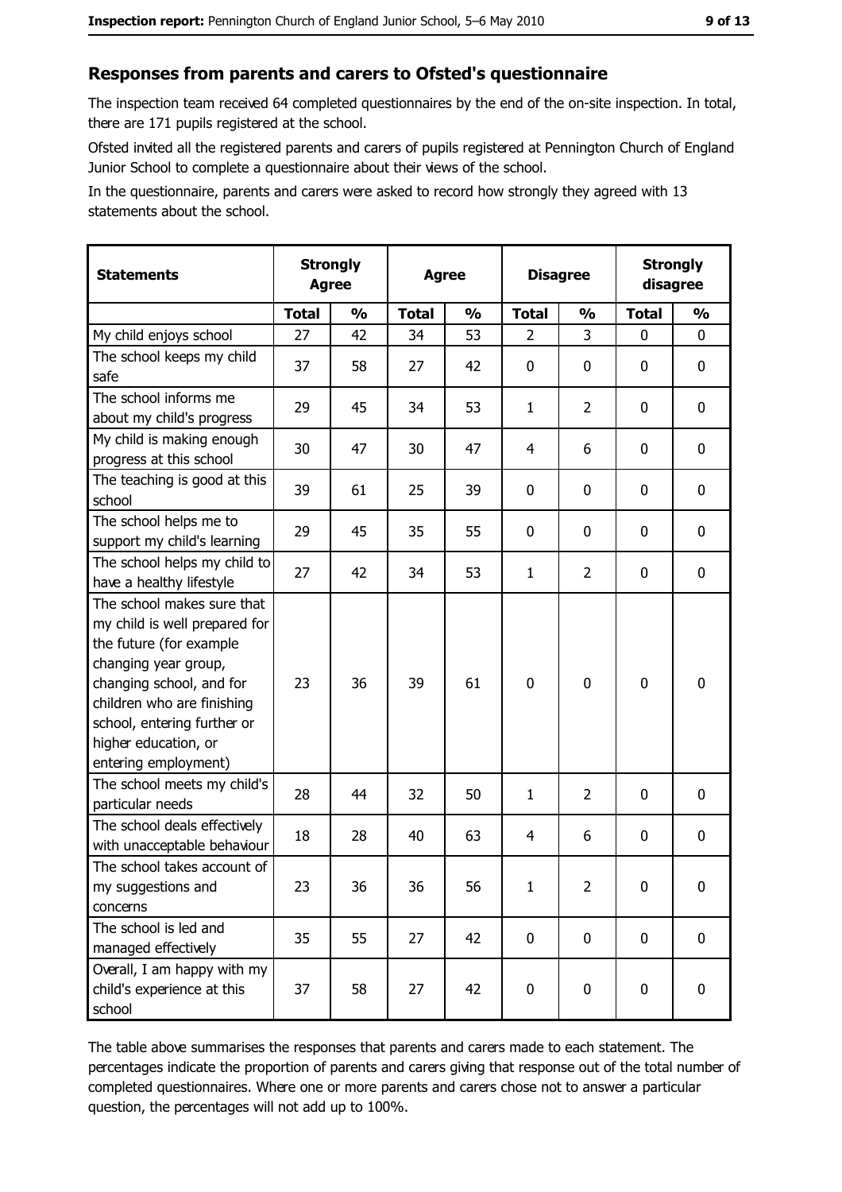## Responses from parents and carers to Ofsted's questionnaire

The inspection team received 64 completed questionnaires by the end of the on-site inspection. In total, there are 171 pupils registered at the school.

Ofsted invited all the registered parents and carers of pupils registered at Pennington Church of England Junior School to complete a questionnaire about their views of the school.

In the questionnaire, parents and carers were asked to record how strongly they agreed with 13 statements about the school.

| Statements | Strongly Agree | | Agree | | Disagree | | Strongly disagree | |
|---|---|---|---|---|---|---|---|---|
| | Total | % | Total | % | Total | % | Total | % |
| My child enjoys school | 27 | 42 | 34 | 53 | 2 | 3 | 0 | 0 |
| The school keeps my child safe | 37 | 58 | 27 | 42 | 0 | 0 | 0 | 0 |
| The school informs me about my child's progress | 29 | 45 | 34 | 53 | 1 | 2 | 0 | 0 |
| My child is making enough progress at this school | 30 | 47 | 30 | 47 | 4 | 6 | 0 | 0 |
| The teaching is good at this school | 39 | 61 | 25 | 39 | 0 | 0 | 0 | 0 |
| The school helps me to support my child's learning | 29 | 45 | 35 | 55 | 0 | 0 | 0 | 0 |
| The school helps my child to have a healthy lifestyle | 27 | 42 | 34 | 53 | 1 | 2 | 0 | 0 |
| The school makes sure that my child is well prepared for the future (for example changing year group, changing school, and for children who are finishing school, entering further or higher education, or entering employment) | 23 | 36 | 39 | 61 | 0 | 0 | 0 | 0 |
| The school meets my child's particular needs | 28 | 44 | 32 | 50 | 1 | 2 | 0 | 0 |
| The school deals effectively with unacceptable behaviour | 18 | 28 | 40 | 63 | 4 | 6 | 0 | 0 |
| The school takes account of my suggestions and concerns | 23 | 36 | 36 | 56 | 1 | 2 | 0 | 0 |
| The school is led and managed effectively | 35 | 55 | 27 | 42 | 0 | 0 | 0 | 0 |
| Overall, I am happy with my child's experience at this school | 37 | 58 | 27 | 42 | 0 | 0 | 0 | 0 |

The table above summarises the responses that parents and carers made to each statement. The percentages indicate the proportion of parents and carers giving that response out of the total number of completed questionnaires. Where one or more parents and carers chose not to answer a particular question, the percentages will not add up to 100%.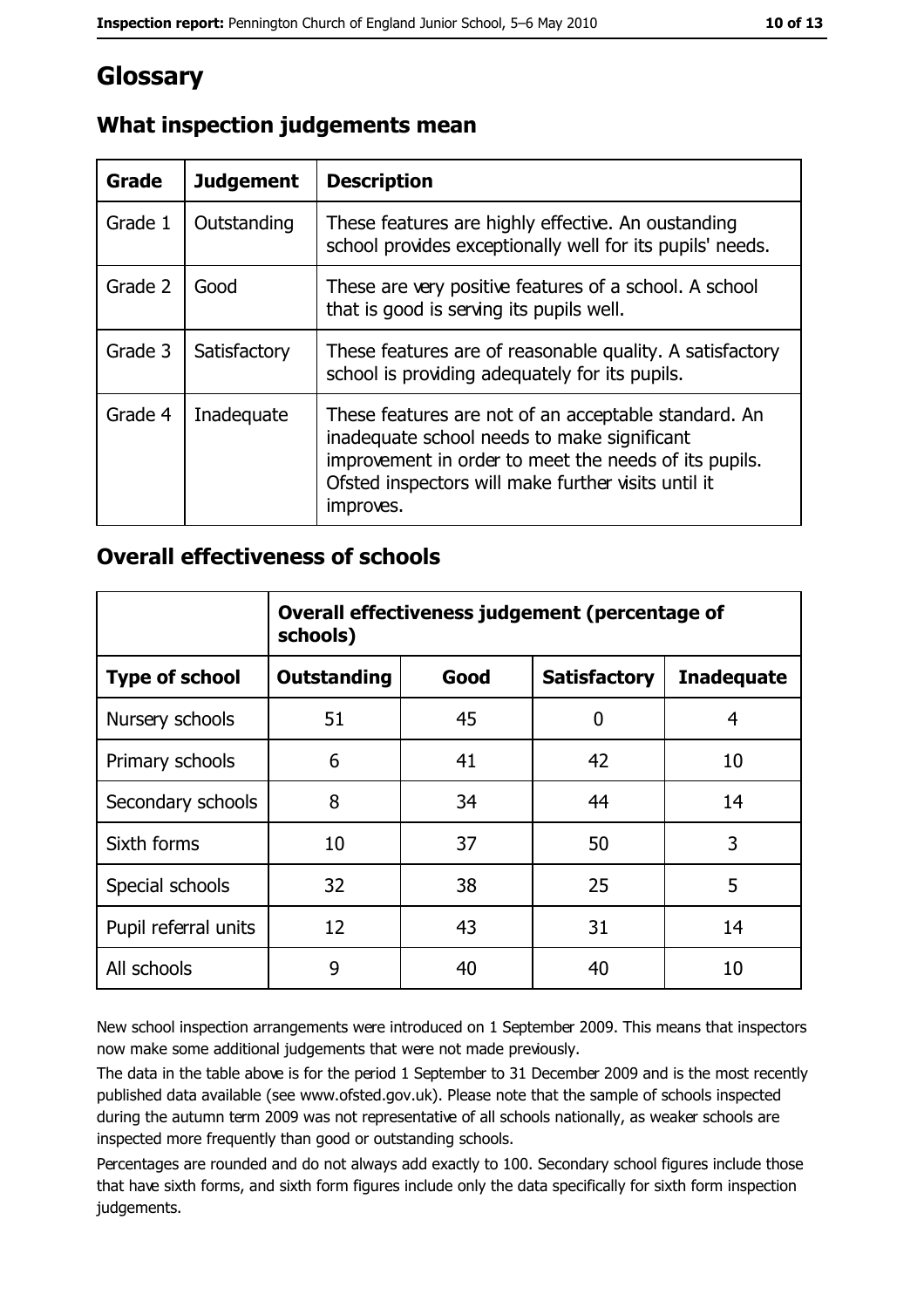# Glossary

## What inspection judgements mean

| Grade | Judgement | Description |
| --- | --- | --- |
| Grade 1 | Outstanding | These features are highly effective. An oustanding school provides exceptionally well for its pupils' needs. |
| Grade 2 | Good | These are very positive features of a school. A school that is good is serving its pupils well. |
| Grade 3 | Satisfactory | These features are of reasonable quality. A satisfactory school is providing adequately for its pupils. |
| Grade 4 | Inadequate | These features are not of an acceptable standard. An inadequate school needs to make significant improvement in order to meet the needs of its pupils. Ofsted inspectors will make further visits until it improves. |

## Overall effectiveness of schools

| | Overall effectiveness judgement (percentage of schools) | | | |
| --- | --- | --- | --- | --- |
| **Type of school** | **Outstanding** | **Good** | **Satisfactory** | **Inadequate** |
| Nursery schools | 51 | 45 | 0 | 4 |
| Primary schools | 6 | 41 | 42 | 10 |
| Secondary schools | 8 | 34 | 44 | 14 |
| Sixth forms | 10 | 37 | 50 | 3 |
| Special schools | 32 | 38 | 25 | 5 |
| Pupil referral units | 12 | 43 | 31 | 14 |
| All schools | 9 | 40 | 40 | 10 |

New school inspection arrangements were introduced on 1 September 2009. This means that inspectors now make some additional judgements that were not made previously.

The data in the table above is for the period 1 September to 31 December 2009 and is the most recently published data available (see www.ofsted.gov.uk). Please note that the sample of schools inspected during the autumn term 2009 was not representative of all schools nationally, as weaker schools are inspected more frequently than good or outstanding schools.

Percentages are rounded and do not always add exactly to 100. Secondary school figures include those that have sixth forms, and sixth form figures include only the data specifically for sixth form inspection judgements.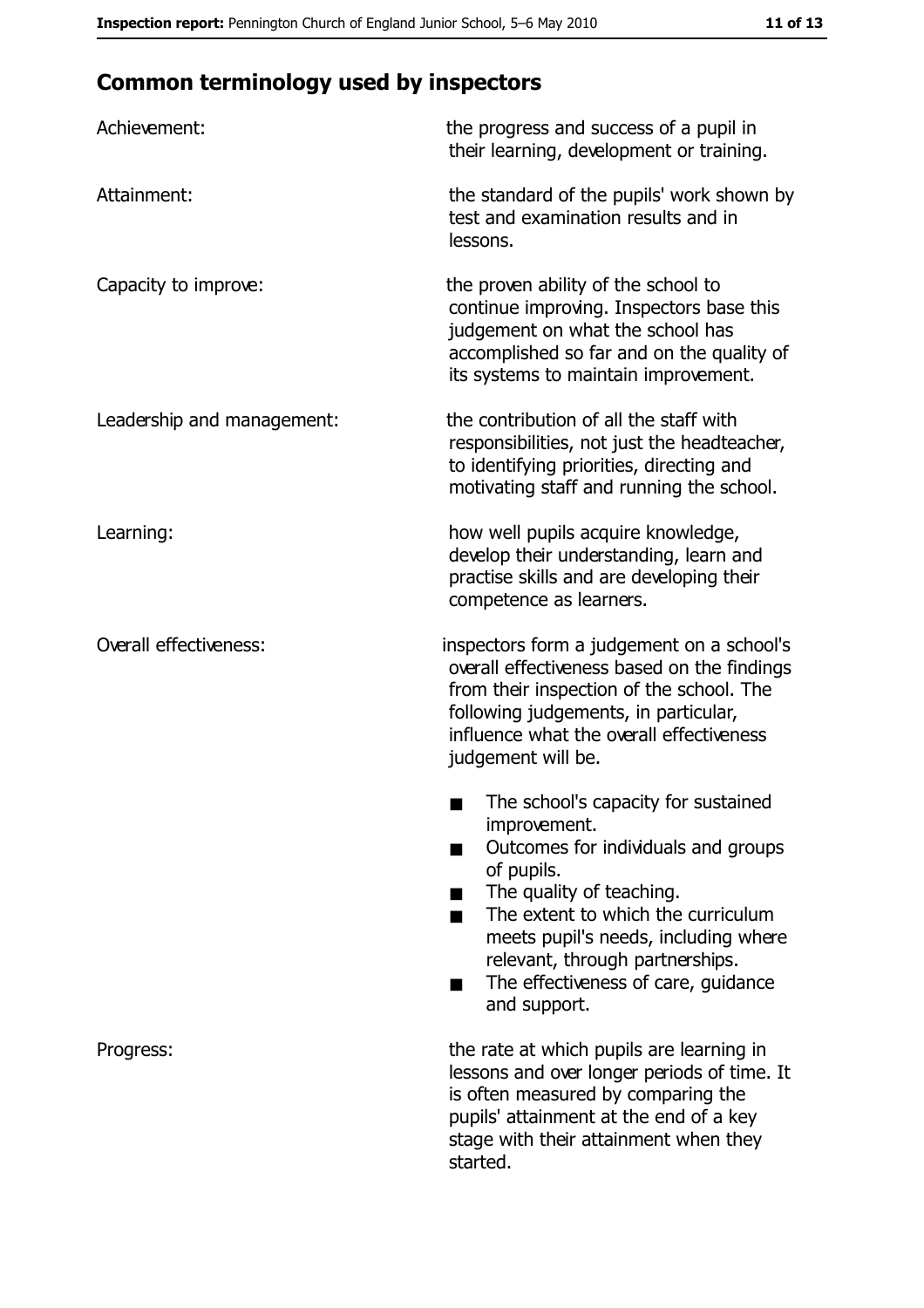## Common terminology used by inspectors

**Achievement:** the progress and success of a pupil in their learning, development or training.

**Attainment:** the standard of the pupils' work shown by test and examination results and in lessons.

**Capacity to improve:** the proven ability of the school to continue improving. Inspectors base this judgement on what the school has accomplished so far and on the quality of its systems to maintain improvement.

**Leadership and management:** the contribution of all the staff with responsibilities, not just the headteacher, to identifying priorities, directing and motivating staff and running the school.

**Learning:** how well pupils acquire knowledge, develop their understanding, learn and practise skills and are developing their competence as learners.

**Overall effectiveness:** inspectors form a judgement on a school's overall effectiveness based on the findings from their inspection of the school. The following judgements, in particular, influence what the overall effectiveness judgement will be.

- The school's capacity for sustained improvement.
- Outcomes for individuals and groups of pupils.
- The quality of teaching.
- The extent to which the curriculum meets pupil's needs, including where relevant, through partnerships.
- The effectiveness of care, guidance and support.

**Progress:** the rate at which pupils are learning in lessons and over longer periods of time. It is often measured by comparing the pupils' attainment at the end of a key stage with their attainment when they started.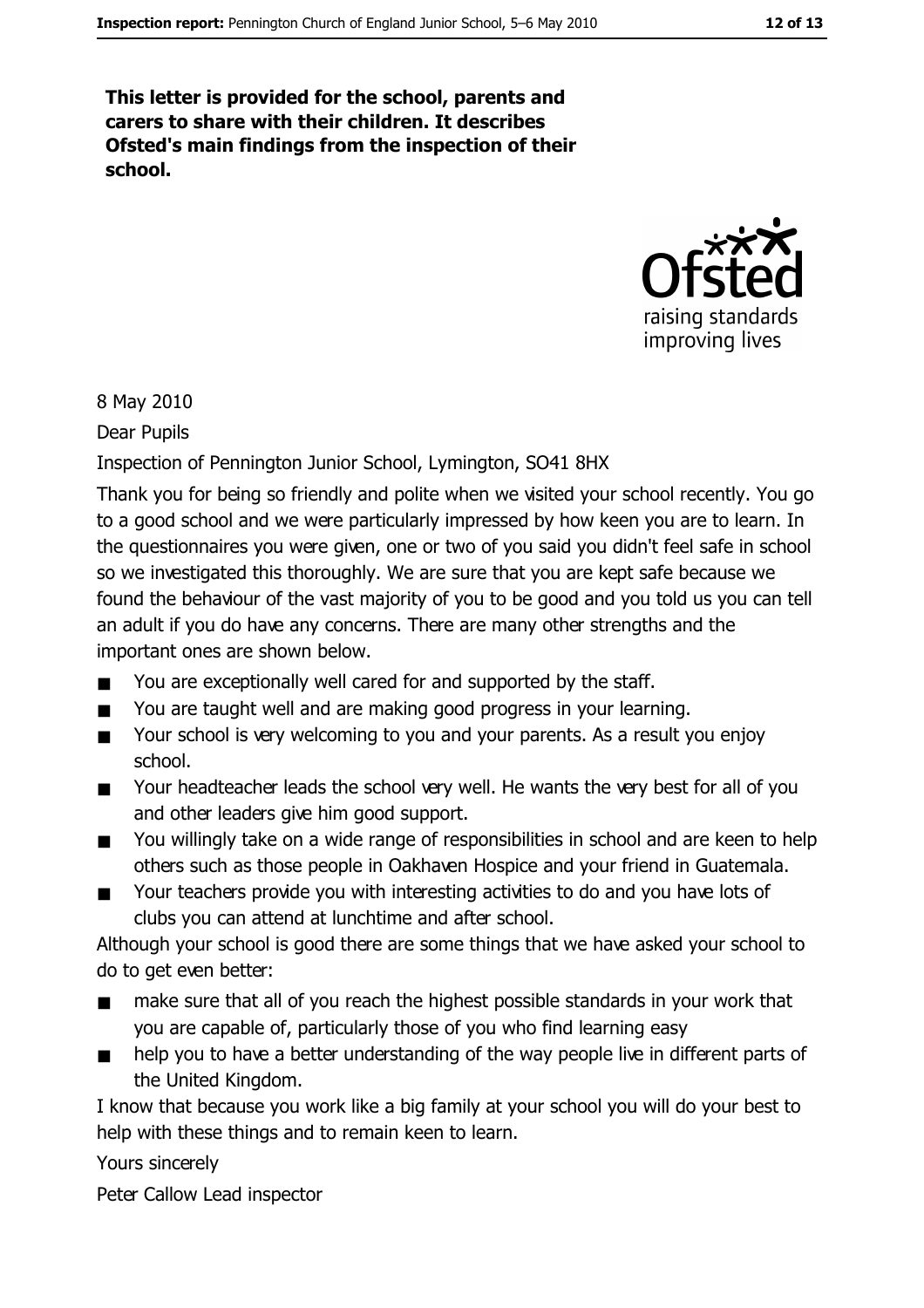**This letter is provided for the school, parents and carers to share with their children. It describes Ofsted's main findings from the inspection of their school.**

8 May 2010

Dear Pupils

Inspection of Pennington Junior School, Lymington, SO41 8HX

Thank you for being so friendly and polite when we visited your school recently. You go to a good school and we were particularly impressed by how keen you are to learn. In the questionnaires you were given, one or two of you said you didn't feel safe in school so we investigated this thoroughly. We are sure that you are kept safe because we found the behaviour of the vast majority of you to be good and you told us you can tell an adult if you do have any concerns. There are many other strengths and the important ones are shown below.

- You are exceptionally well cared for and supported by the staff.
- You are taught well and are making good progress in your learning.
- Your school is very welcoming to you and your parents. As a result you enjoy school.
- Your headteacher leads the school very well. He wants the very best for all of you and other leaders give him good support.
- You willingly take on a wide range of responsibilities in school and are keen to help others such as those people in Oakhaven Hospice and your friend in Guatemala.
- Your teachers provide you with interesting activities to do and you have lots of clubs you can attend at lunchtime and after school.

Although your school is good there are some things that we have asked your school to do to get even better:

- make sure that all of you reach the highest possible standards in your work that you are capable of, particularly those of you who find learning easy
- help you to have a better understanding of the way people live in different parts of the United Kingdom.

I know that because you work like a big family at your school you will do your best to help with these things and to remain keen to learn.

Yours sincerely

Peter Callow Lead inspector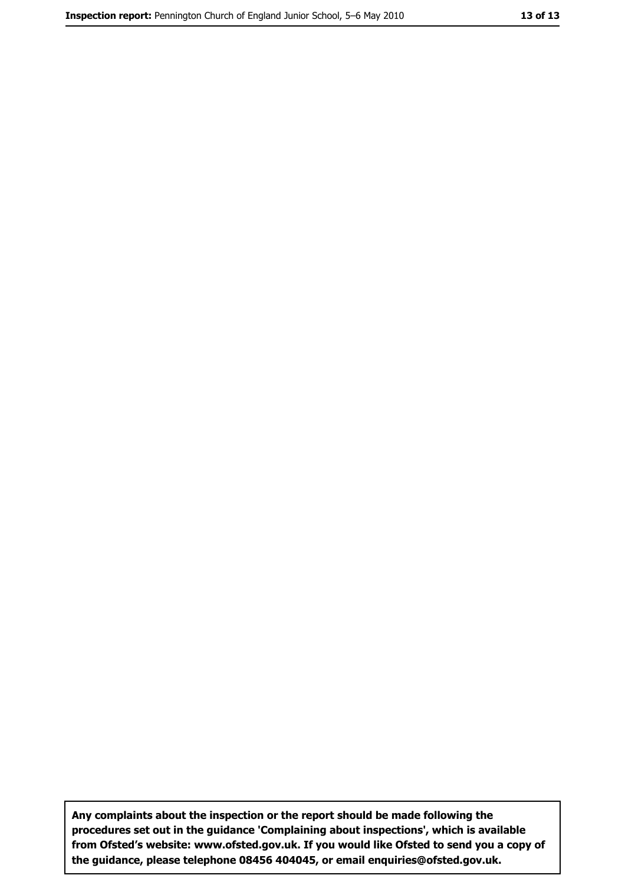**Any complaints about the inspection or the report should be made following the procedures set out in the guidance 'Complaining about inspections', which is available from Ofsted's website: www.ofsted.gov.uk. If you would like Ofsted to send you a copy of the guidance, please telephone 08456 404045, or email enquiries@ofsted.gov.uk.**